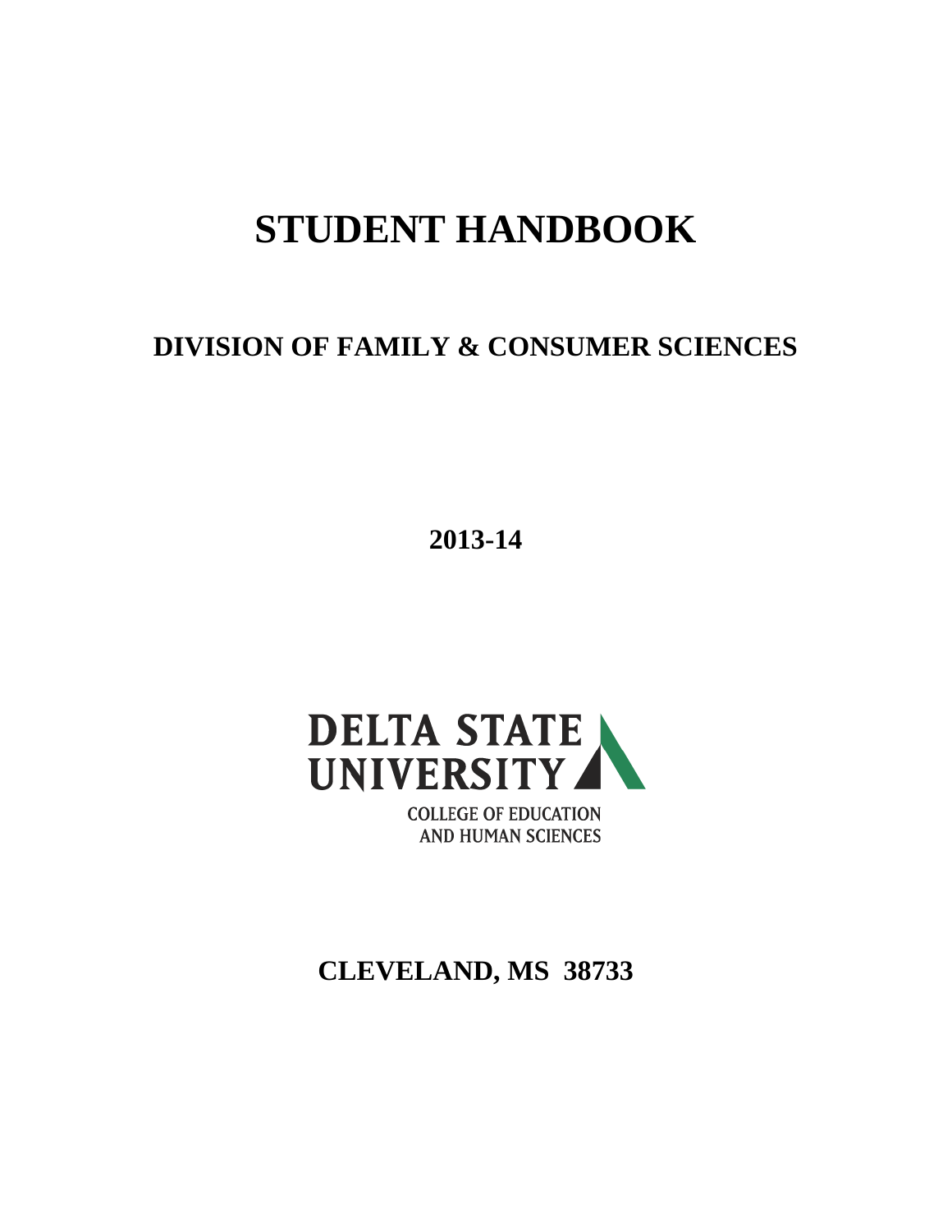# STUDENT HANDBOOK

## DIVISION OF FAMILY & CONSUMER SCIENCES

**2013-14**

DELTA STATE UNIVERSITY

COLLEGE OF EDUCATION AND HUMAN SCIENCES

**CLEVELAND, MS 38733**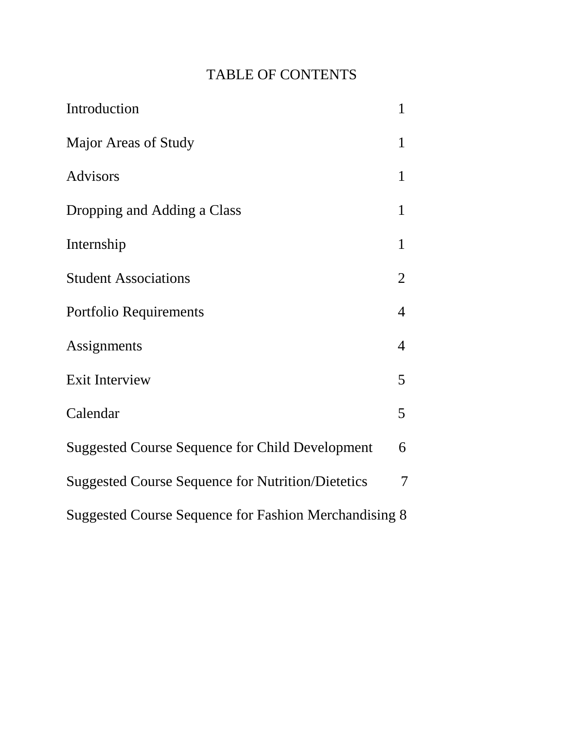# TABLE OF CONTENTS

| | |
|---|---|
| Introduction | 1 |
| Major Areas of Study | 1 |
| Advisors | 1 |
| Dropping and Adding a Class | 1 |
| Internship | 1 |
| Student Associations | 2 |
| Portfolio Requirements | 4 |
| Assignments | 4 |
| Exit Interview | 5 |
| Calendar | 5 |
| Suggested Course Sequence for Child Development | 6 |
| Suggested Course Sequence for Nutrition/Dietetics | 7 |
| Suggested Course Sequence for Fashion Merchandising | 8 |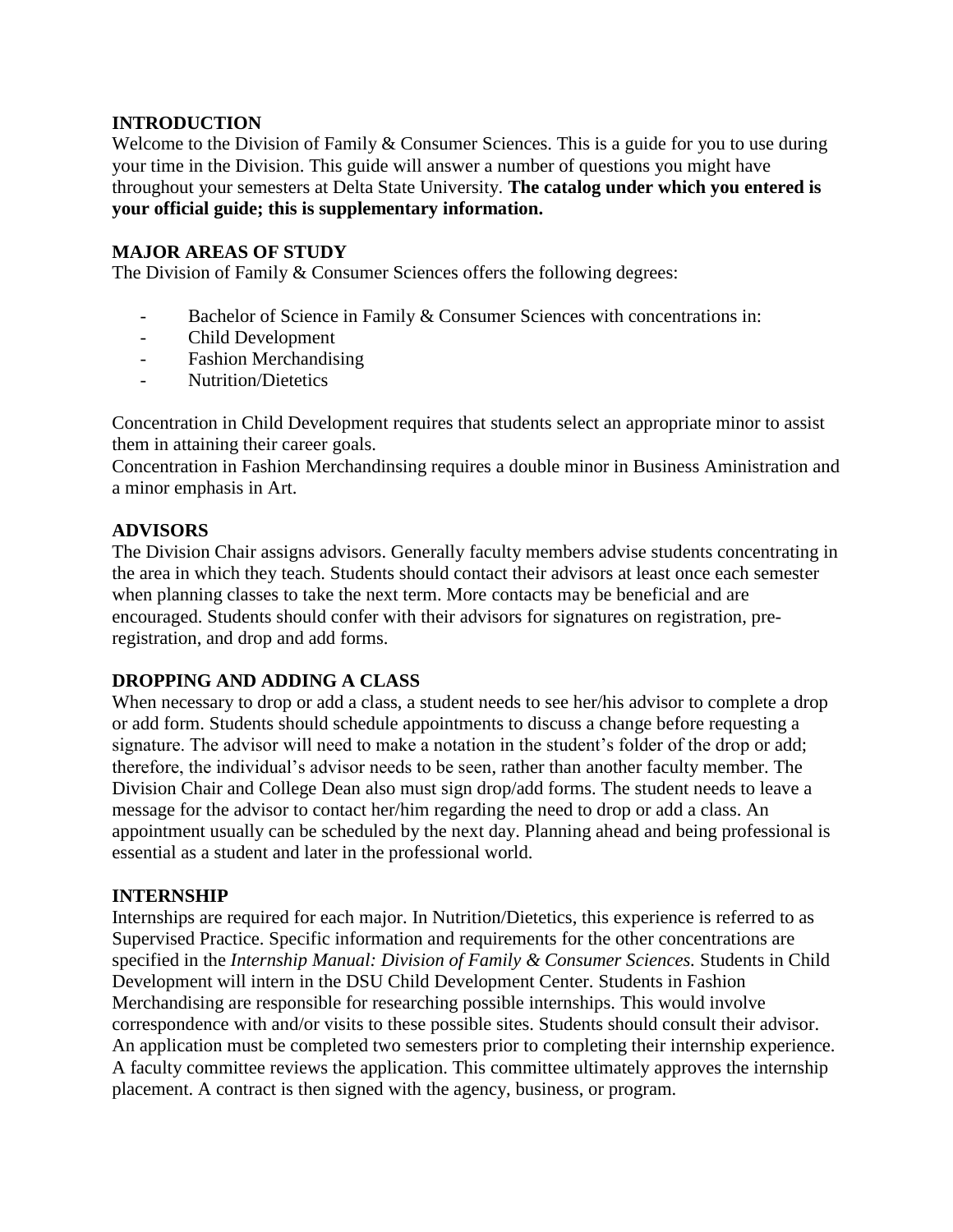## INTRODUCTION

Welcome to the Division of Family & Consumer Sciences. This is a guide for you to use during your time in the Division. This guide will answer a number of questions you might have throughout your semesters at Delta State University. **The catalog under which you entered is your official guide; this is supplementary information.**

## MAJOR AREAS OF STUDY

The Division of Family & Consumer Sciences offers the following degrees:

- Bachelor of Science in Family & Consumer Sciences with concentrations in:
- Child Development
- Fashion Merchandising
- Nutrition/Dietetics

Concentration in Child Development requires that students select an appropriate minor to assist them in attaining their career goals.
Concentration in Fashion Merchandinsing requires a double minor in Business Aministration and a minor emphasis in Art.

## ADVISORS

The Division Chair assigns advisors. Generally faculty members advise students concentrating in the area in which they teach. Students should contact their advisors at least once each semester when planning classes to take the next term. More contacts may be beneficial and are encouraged. Students should confer with their advisors for signatures on registration, pre-registration, and drop and add forms.

## DROPPING AND ADDING A CLASS

When necessary to drop or add a class, a student needs to see her/his advisor to complete a drop or add form. Students should schedule appointments to discuss a change before requesting a signature. The advisor will need to make a notation in the student's folder of the drop or add; therefore, the individual's advisor needs to be seen, rather than another faculty member. The Division Chair and College Dean also must sign drop/add forms. The student needs to leave a message for the advisor to contact her/him regarding the need to drop or add a class. An appointment usually can be scheduled by the next day. Planning ahead and being professional is essential as a student and later in the professional world.

## INTERNSHIP

Internships are required for each major. In Nutrition/Dietetics, this experience is referred to as Supervised Practice. Specific information and requirements for the other concentrations are specified in the *Internship Manual: Division of Family & Consumer Sciences.* Students in Child Development will intern in the DSU Child Development Center. Students in Fashion Merchandising are responsible for researching possible internships. This would involve correspondence with and/or visits to these possible sites. Students should consult their advisor. An application must be completed two semesters prior to completing their internship experience. A faculty committee reviews the application. This committee ultimately approves the internship placement. A contract is then signed with the agency, business, or program.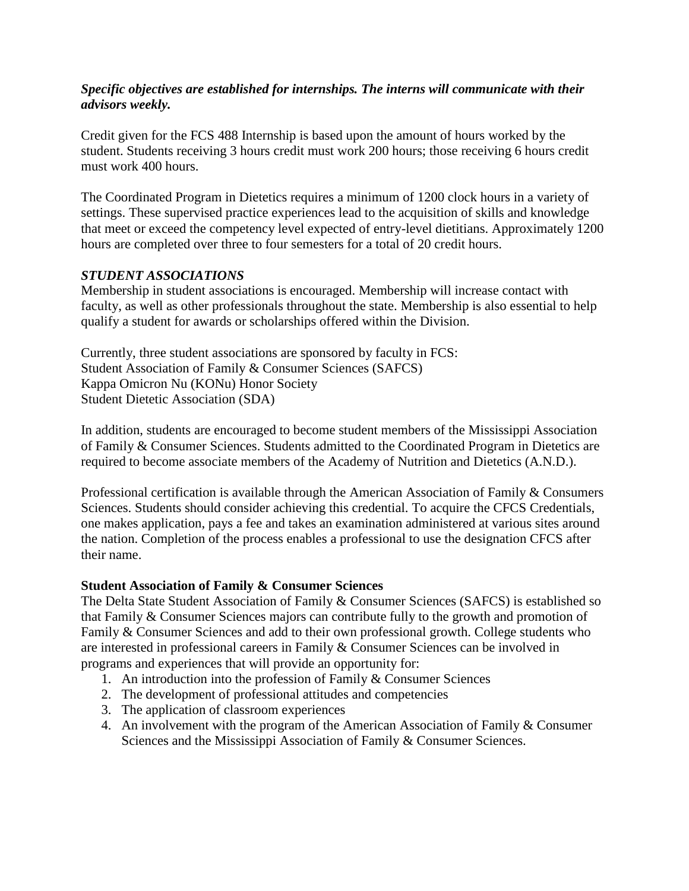***Specific objectives are established for internships. The interns will communicate with their advisors weekly.***

Credit given for the FCS 488 Internship is based upon the amount of hours worked by the student. Students receiving 3 hours credit must work 200 hours; those receiving 6 hours credit must work 400 hours.

The Coordinated Program in Dietetics requires a minimum of 1200 clock hours in a variety of settings. These supervised practice experiences lead to the acquisition of skills and knowledge that meet or exceed the competency level expected of entry-level dietitians. Approximately 1200 hours are completed over three to four semesters for a total of 20 credit hours.

***STUDENT ASSOCIATIONS***

Membership in student associations is encouraged. Membership will increase contact with faculty, as well as other professionals throughout the state. Membership is also essential to help qualify a student for awards or scholarships offered within the Division.

Currently, three student associations are sponsored by faculty in FCS:
Student Association of Family & Consumer Sciences (SAFCS)
Kappa Omicron Nu (KONu) Honor Society
Student Dietetic Association (SDA)

In addition, students are encouraged to become student members of the Mississippi Association of Family & Consumer Sciences. Students admitted to the Coordinated Program in Dietetics are required to become associate members of the Academy of Nutrition and Dietetics (A.N.D.).

Professional certification is available through the American Association of Family & Consumers Sciences. Students should consider achieving this credential. To acquire the CFCS Credentials, one makes application, pays a fee and takes an examination administered at various sites around the nation. Completion of the process enables a professional to use the designation CFCS after their name.

**Student Association of Family & Consumer Sciences**

The Delta State Student Association of Family & Consumer Sciences (SAFCS) is established so that Family & Consumer Sciences majors can contribute fully to the growth and promotion of Family & Consumer Sciences and add to their own professional growth. College students who are interested in professional careers in Family & Consumer Sciences can be involved in programs and experiences that will provide an opportunity for:

1. An introduction into the profession of Family & Consumer Sciences
2. The development of professional attitudes and competencies
3. The application of classroom experiences
4. An involvement with the program of the American Association of Family & Consumer Sciences and the Mississippi Association of Family & Consumer Sciences.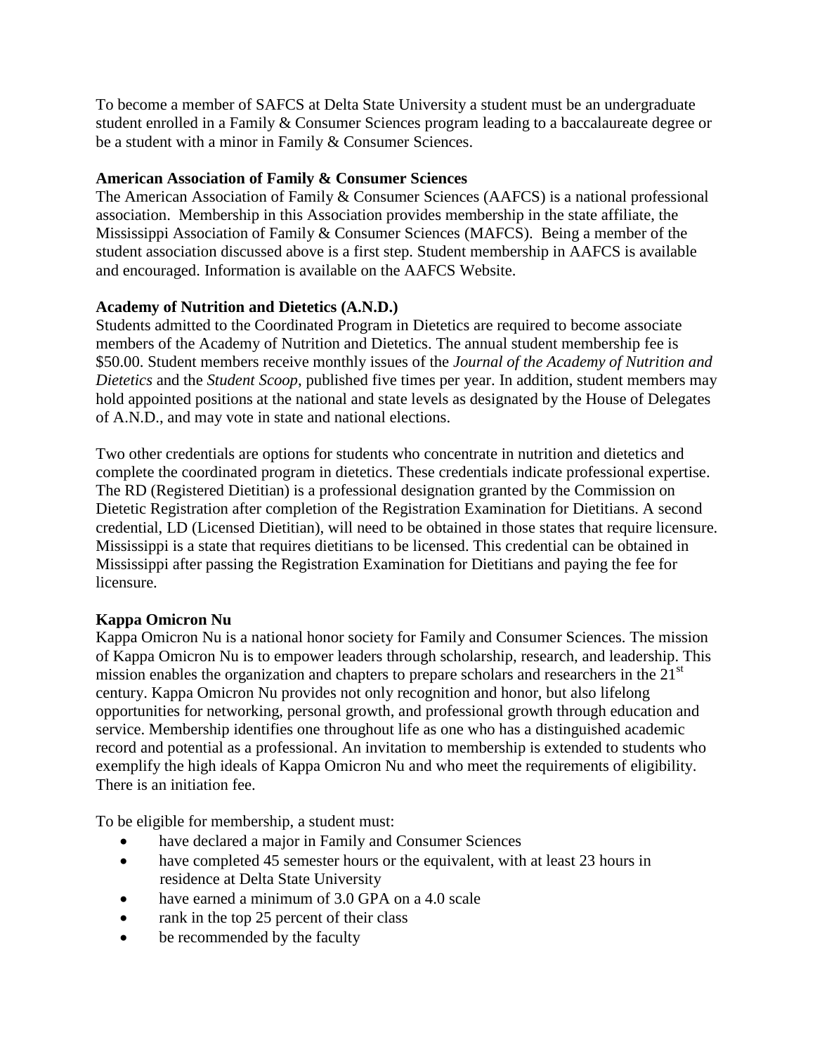To become a member of SAFCS at Delta State University a student must be an undergraduate student enrolled in a Family & Consumer Sciences program leading to a baccalaureate degree or be a student with a minor in Family & Consumer Sciences.

**American Association of Family & Consumer Sciences**

The American Association of Family & Consumer Sciences (AAFCS) is a national professional association. Membership in this Association provides membership in the state affiliate, the Mississippi Association of Family & Consumer Sciences (MAFCS). Being a member of the student association discussed above is a first step. Student membership in AAFCS is available and encouraged. Information is available on the AAFCS Website.

**Academy of Nutrition and Dietetics (A.N.D.)**

Students admitted to the Coordinated Program in Dietetics are required to become associate members of the Academy of Nutrition and Dietetics. The annual student membership fee is $50.00. Student members receive monthly issues of the *Journal of the Academy of Nutrition and Dietetics* and the *Student Scoop*, published five times per year. In addition, student members may hold appointed positions at the national and state levels as designated by the House of Delegates of A.N.D., and may vote in state and national elections.

Two other credentials are options for students who concentrate in nutrition and dietetics and complete the coordinated program in dietetics. These credentials indicate professional expertise. The RD (Registered Dietitian) is a professional designation granted by the Commission on Dietetic Registration after completion of the Registration Examination for Dietitians. A second credential, LD (Licensed Dietitian), will need to be obtained in those states that require licensure. Mississippi is a state that requires dietitians to be licensed. This credential can be obtained in Mississippi after passing the Registration Examination for Dietitians and paying the fee for licensure.

**Kappa Omicron Nu**

Kappa Omicron Nu is a national honor society for Family and Consumer Sciences. The mission of Kappa Omicron Nu is to empower leaders through scholarship, research, and leadership. This mission enables the organization and chapters to prepare scholars and researchers in the 21st century. Kappa Omicron Nu provides not only recognition and honor, but also lifelong opportunities for networking, personal growth, and professional growth through education and service. Membership identifies one throughout life as one who has a distinguished academic record and potential as a professional. An invitation to membership is extended to students who exemplify the high ideals of Kappa Omicron Nu and who meet the requirements of eligibility. There is an initiation fee.

To be eligible for membership, a student must:

- have declared a major in Family and Consumer Sciences
- have completed 45 semester hours or the equivalent, with at least 23 hours in residence at Delta State University
- have earned a minimum of 3.0 GPA on a 4.0 scale
- rank in the top 25 percent of their class
- be recommended by the faculty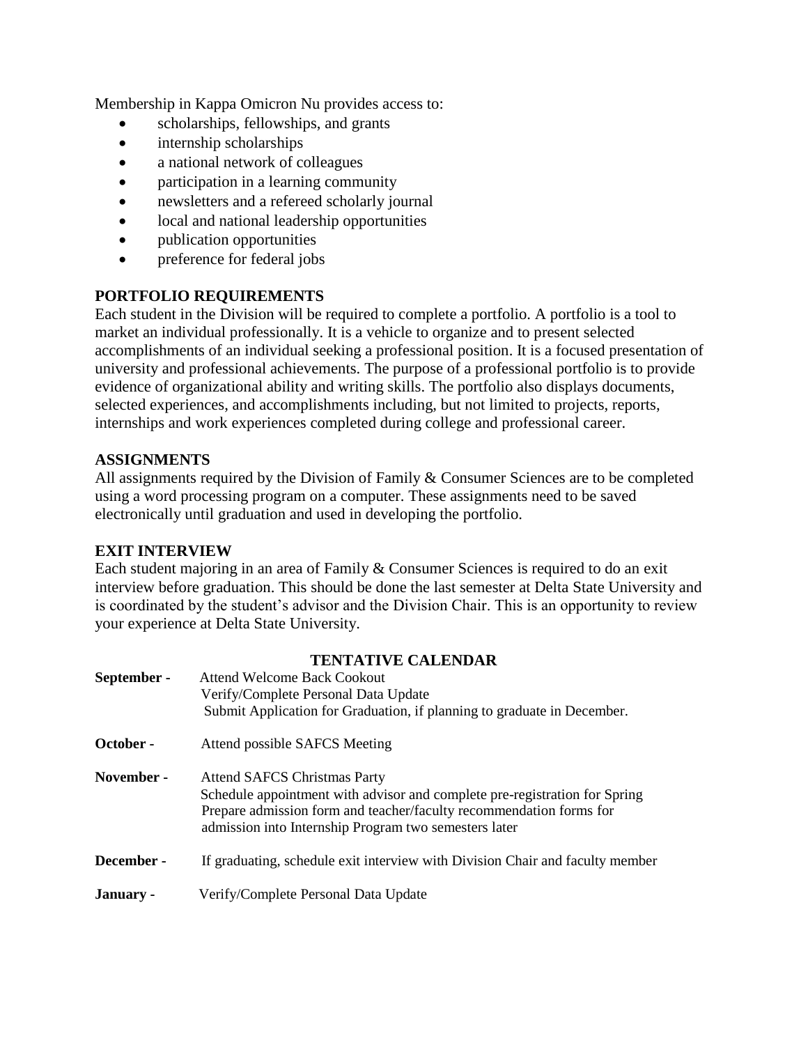Membership in Kappa Omicron Nu provides access to:

- scholarships, fellowships, and grants
- internship scholarships
- a national network of colleagues
- participation in a learning community
- newsletters and a refereed scholarly journal
- local and national leadership opportunities
- publication opportunities
- preference for federal jobs

**PORTFOLIO REQUIREMENTS**

Each student in the Division will be required to complete a portfolio. A portfolio is a tool to market an individual professionally. It is a vehicle to organize and to present selected accomplishments of an individual seeking a professional position. It is a focused presentation of university and professional achievements. The purpose of a professional portfolio is to provide evidence of organizational ability and writing skills. The portfolio also displays documents, selected experiences, and accomplishments including, but not limited to projects, reports, internships and work experiences completed during college and professional career.

**ASSIGNMENTS**

All assignments required by the Division of Family & Consumer Sciences are to be completed using a word processing program on a computer. These assignments need to be saved electronically until graduation and used in developing the portfolio.

**EXIT INTERVIEW**

Each student majoring in an area of Family & Consumer Sciences is required to do an exit interview before graduation. This should be done the last semester at Delta State University and is coordinated by the student's advisor and the Division Chair. This is an opportunity to review your experience at Delta State University.

**TENTATIVE CALENDAR**

**September -** Attend Welcome Back Cookout
Verify/Complete Personal Data Update
Submit Application for Graduation, if planning to graduate in December.

**October -** Attend possible SAFCS Meeting

**November -** Attend SAFCS Christmas Party
Schedule appointment with advisor and complete pre-registration for Spring
Prepare admission form and teacher/faculty recommendation forms for admission into Internship Program two semesters later

**December -** If graduating, schedule exit interview with Division Chair and faculty member

**January -** Verify/Complete Personal Data Update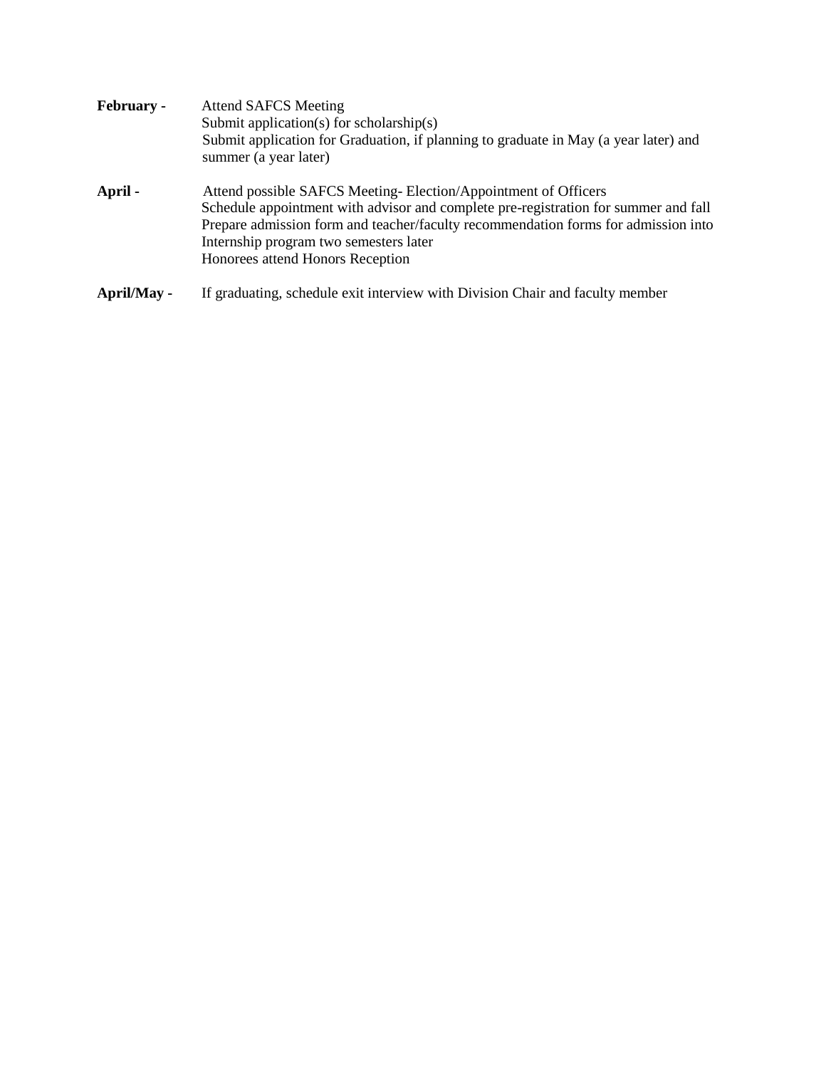**February -** Attend SAFCS Meeting
Submit application(s) for scholarship(s)
Submit application for Graduation, if planning to graduate in May (a year later) and summer (a year later)

**April -** Attend possible SAFCS Meeting- Election/Appointment of Officers
Schedule appointment with advisor and complete pre-registration for summer and fall
Prepare admission form and teacher/faculty recommendation forms for admission into Internship program two semesters later
Honorees attend Honors Reception

**April/May -** If graduating, schedule exit interview with Division Chair and faculty member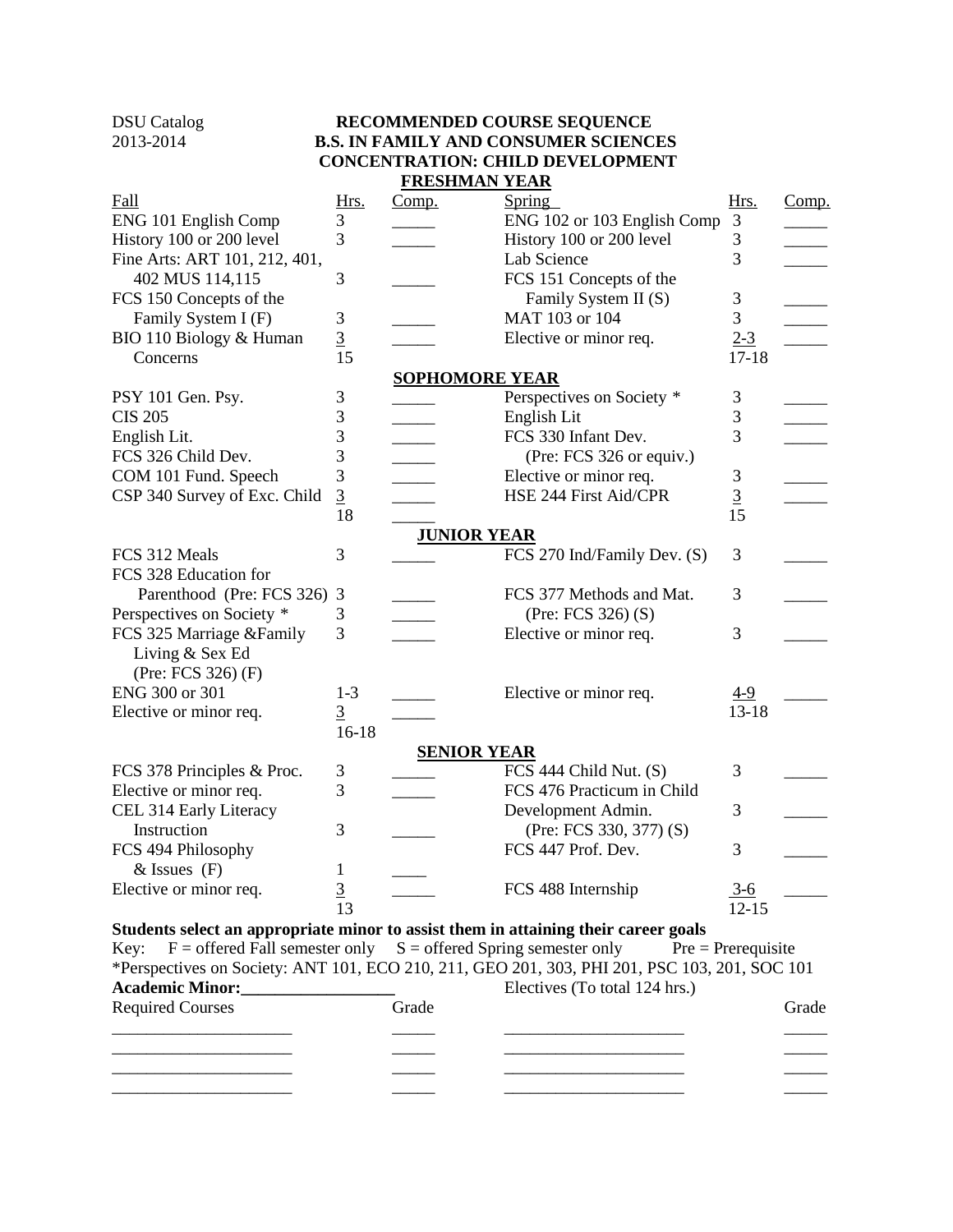DSU Catalog
2013-2014

# RECOMMENDED COURSE SEQUENCE
## B.S. IN FAMILY AND CONSUMER SCIENCES
## CONCENTRATION: CHILD DEVELOPMENT

### FRESHMAN YEAR

| Fall | Hrs. | Comp. | Spring | Hrs. | Comp. |
|---|---|---|---|---|---|
| ENG 101 English Comp | 3 | _____ | ENG 102 or 103 English Comp | 3 | _____ |
| History 100 or 200 level | 3 | _____ | History 100 or 200 level | 3 | _____ |
| Fine Arts: ART 101, 212, 401, 402 MUS 114,115 | 3 | _____ | Lab Science | 3 | _____ |
| FCS 150 Concepts of the Family System I (F) | 3 | _____ | FCS 151 Concepts of the Family System II (S) | 3 | _____ |
| BIO 110 Biology & Human Concerns | 3 | _____ | MAT 103 or 104 | 3 | _____ |
| | 15 | | Elective or minor req. | 2-3 | _____ |
| | | | | 17-18 | |

### SOPHOMORE YEAR

| Fall | Hrs. | Comp. | Spring | Hrs. | Comp. |
|---|---|---|---|---|---|
| PSY 101 Gen. Psy. | 3 | _____ | Perspectives on Society * | 3 | _____ |
| CIS 205 | 3 | _____ | English Lit | 3 | _____ |
| English Lit. | 3 | _____ | FCS 330 Infant Dev. (Pre: FCS 326 or equiv.) | 3 | _____ |
| FCS 326 Child Dev. | 3 | _____ | | | |
| COM 101 Fund. Speech | 3 | _____ | Elective or minor req. | 3 | _____ |
| CSP 340 Survey of Exc. Child | 3 | _____ | HSE 244 First Aid/CPR | 3 | _____ |
| | 18 | _____ | | 15 | |

### JUNIOR YEAR

| Fall | Hrs. | Comp. | Spring | Hrs. | Comp. |
|---|---|---|---|---|---|
| FCS 312 Meals | 3 | _____ | FCS 270 Ind/Family Dev. (S) | 3 | _____ |
| FCS 328 Education for Parenthood (Pre: FCS 326) | 3 | _____ | FCS 377 Methods and Mat. (Pre: FCS 326) (S) | 3 | _____ |
| Perspectives on Society * | 3 | _____ | | | |
| FCS 325 Marriage &Family Living & Sex Ed (Pre: FCS 326) (F) | 3 | _____ | Elective or minor req. | 3 | _____ |
| ENG 300 or 301 | 1-3 | _____ | Elective or minor req. | 4-9 | _____ |
| Elective or minor req. | 3 | _____ | | 13-18 | |
| | 16-18 | | | | |

### SENIOR YEAR

| Fall | Hrs. | Comp. | Spring | Hrs. | Comp. |
|---|---|---|---|---|---|
| FCS 378 Principles & Proc. | 3 | _____ | FCS 444 Child Nut. (S) | 3 | _____ |
| Elective or minor req. | 3 | _____ | FCS 476 Practicum in Child Development Admin. (Pre: FCS 330, 377) (S) | 3 | _____ |
| CEL 314 Early Literacy Instruction | 3 | _____ | | | |
| FCS 494 Philosophy & Issues (F) | 1 | ____ | FCS 447 Prof. Dev. | 3 | _____ |
| Elective or minor req. | 3 | _____ | FCS 488 Internship | 3-6 | _____ |
| | 13 | | | 12-15 | |

**Students select an appropriate minor to assist them in attaining their career goals**

Key: F = offered Fall semester only S = offered Spring semester only Pre = Prerequisite

*Perspectives on Society: ANT 101, ECO 210, 211, GEO 201, 303, PHI 201, PSC 103, 201, SOC 101

**Academic Minor:__________________**

| Required Courses | Grade | Electives (To total 124 hrs.) | Grade |
|---|---|---|---|
| _____________________ | _____ | _____________________ | _____ |
| _____________________ | _____ | _____________________ | _____ |
| _____________________ | _____ | _____________________ | _____ |
| _____________________ | _____ | _____________________ | _____ |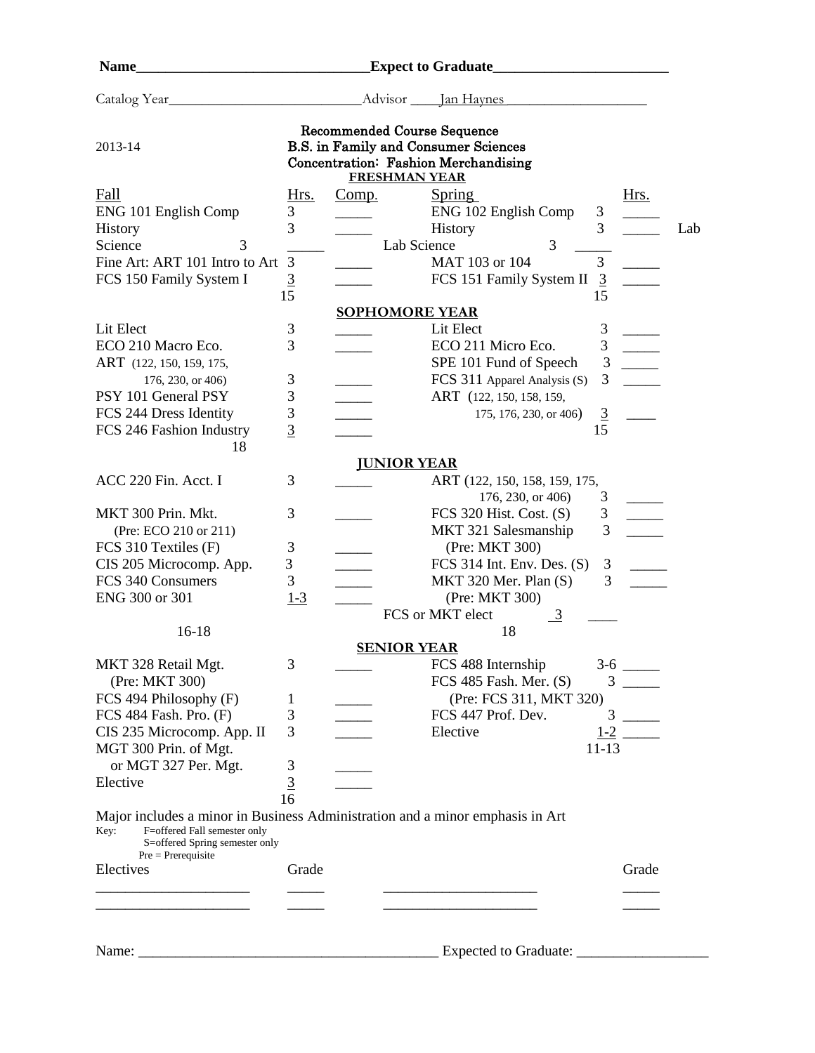**Name_______________________________Expect to Graduate_______________________**

Catalog Year___________________________Advisor ____Jan Haynes____________________

2013-14

**Recommended Course Sequence**
**B.S. in Family and Consumer Sciences**
**Concentration: Fashion Merchandising**

**FRESHMAN YEAR**

| Fall | Hrs. | Comp. | Spring | Hrs. | |
|---|---|---|---|---|---|
| ENG 101 English Comp | 3 | _____ | ENG 102 English Comp | 3 | _____ |
| History | 3 | _____ | History | 3 | _____ |
| Science | 3 | _____ | Lab Science | 3 | _____ Lab |
| Fine Art: ART 101 Intro to Art | 3 | _____ | MAT 103 or 104 | 3 | _____ |
| FCS 150 Family System I | 3 | _____ | FCS 151 Family System II | 3 | _____ |
| | 15 | | | 15 | |

**SOPHOMORE YEAR**

| Fall | Hrs. | Comp. | Spring | Hrs. | |
|---|---|---|---|---|---|
| Lit Elect | 3 | _____ | Lit Elect | 3 | _____ |
| ECO 210 Macro Eco. | 3 | _____ | ECO 211 Micro Eco. | 3 | _____ |
| ART (122, 150, 159, 175, 176, 230, or 406) | 3 | _____ | SPE 101 Fund of Speech | 3 | _____ |
| PSY 101 General PSY | 3 | _____ | FCS 311 Apparel Analysis (S) | 3 | _____ |
| FCS 244 Dress Identity | 3 | _____ | ART (122, 150, 158, 159, 175, 176, 230, or 406) | 3 | ____ |
| FCS 246 Fashion Industry | 3 | _____ | | 15 | |
| 18 | | | | | |

**JUNIOR YEAR**

| Fall | Hrs. | Comp. | Spring | Hrs. | |
|---|---|---|---|---|---|
| ACC 220 Fin. Acct. I | 3 | _____ | ART (122, 150, 158, 159, 175, 176, 230, or 406) | 3 | _____ |
| MKT 300 Prin. Mkt. (Pre: ECO 210 or 211) | 3 | _____ | FCS 320 Hist. Cost. (S) | 3 | _____ |
| FCS 310 Textiles (F) | 3 | _____ | MKT 321 Salesmanship (Pre: MKT 300) | 3 | _____ |
| CIS 205 Microcomp. App. | 3 | _____ | FCS 314 Int. Env. Des. (S) | 3 | _____ |
| FCS 340 Consumers | 3 | _____ | MKT 320 Mer. Plan (S) (Pre: MKT 300) | 3 | _____ |
| ENG 300 or 301 | 1-3 | _____ | FCS or MKT elect | 3 | ____ |
| 16-18 | | | | 18 | |

**SENIOR YEAR**

| Fall | Hrs. | Comp. | Spring | Hrs. | |
|---|---|---|---|---|---|
| MKT 328 Retail Mgt. (Pre: MKT 300) | 3 | _____ | FCS 488 Internship | 3-6 | _____ |
| FCS 494 Philosophy (F) | 1 | _____ | FCS 485 Fash. Mer. (S) (Pre: FCS 311, MKT 320) | 3 | _____ |
| FCS 484 Fash. Pro. (F) | 3 | _____ | FCS 447 Prof. Dev. | 3 | _____ |
| CIS 235 Microcomp. App. II | 3 | _____ | Elective | 1-2 | _____ |
| MGT 300 Prin. of Mgt. or MGT 327 Per. Mgt. | 3 | _____ | | 11-13 | |
| Elective | 3 | _____ | | | |
| | 16 | | | | |

Major includes a minor in Business Administration and a minor emphasis in Art

Key: F=offered Fall semester only
S=offered Spring semester only
Pre = Prerequisite

| Electives | Grade | | Grade |
|---|---|---|---|
| ____________________ | _____ | ____________________ | _____ |
| ____________________ | _____ | ____________________ | _____ |

Name: _________________________________________ Expected to Graduate: __________________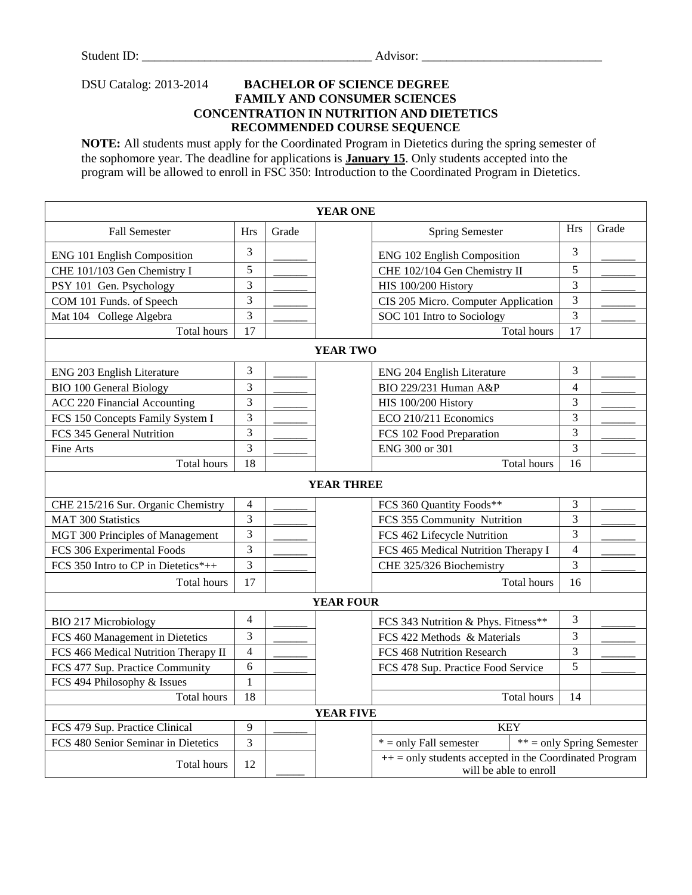Student ID: ____________________________________ Advisor: _____________________________

DSU Catalog: 2013-2014

**BACHELOR OF SCIENCE DEGREE**
**FAMILY AND CONSUMER SCIENCES**
**CONCENTRATION IN NUTRITION AND DIETETICS**
**RECOMMENDED COURSE SEQUENCE**

**NOTE:** All students must apply for the Coordinated Program in Dietetics during the spring semester of the sophomore year. The deadline for applications is **January 15**. Only students accepted into the program will be allowed to enroll in FSC 350: Introduction to the Coordinated Program in Dietetics.

| | | | | | | |
|---|---|---|---|---|---|---|
| **YEAR ONE** | | | | | | |
| Fall Semester | Hrs | Grade | | Spring Semester | Hrs | Grade |
| ENG 101 English Composition | 3 | ______ | | ENG 102 English Composition | 3 | ______ |
| CHE 101/103 Gen Chemistry I | 5 | ______ | | CHE 102/104 Gen Chemistry II | 5 | ______ |
| PSY 101 Gen. Psychology | 3 | ______ | | HIS 100/200 History | 3 | ______ |
| COM 101 Funds. of Speech | 3 | ______ | | CIS 205 Micro. Computer Application | 3 | ______ |
| Mat 104 College Algebra | 3 | ______ | | SOC 101 Intro to Sociology | 3 | ______ |
| Total hours | 17 | | | Total hours | 17 | |
| **YEAR TWO** | | | | | | |
| ENG 203 English Literature | 3 | ______ | | ENG 204 English Literature | 3 | ______ |
| BIO 100 General Biology | 3 | ______ | | BIO 229/231 Human A&P | 4 | ______ |
| ACC 220 Financial Accounting | 3 | ______ | | HIS 100/200 History | 3 | ______ |
| FCS 150 Concepts Family System I | 3 | ______ | | ECO 210/211 Economics | 3 | ______ |
| FCS 345 General Nutrition | 3 | ______ | | FCS 102 Food Preparation | 3 | ______ |
| Fine Arts | 3 | ______ | | ENG 300 or 301 | 3 | ______ |
| Total hours | 18 | | | Total hours | 16 | |
| **YEAR THREE** | | | | | | |
| CHE 215/216 Sur. Organic Chemistry | 4 | ______ | | FCS 360 Quantity Foods** | 3 | ______ |
| MAT 300 Statistics | 3 | ______ | | FCS 355 Community Nutrition | 3 | ______ |
| MGT 300 Principles of Management | 3 | ______ | | FCS 462 Lifecycle Nutrition | 3 | ______ |
| FCS 306 Experimental Foods | 3 | ______ | | FCS 465 Medical Nutrition Therapy I | 4 | ______ |
| FCS 350 Intro to CP in Dietetics*++ | 3 | ______ | | CHE 325/326 Biochemistry | 3 | ______ |
| Total hours | 17 | | | Total hours | 16 | |
| **YEAR FOUR** | | | | | | |
| BIO 217 Microbiology | 4 | ______ | | FCS 343 Nutrition & Phys. Fitness** | 3 | ______ |
| FCS 460 Management in Dietetics | 3 | ______ | | FCS 422 Methods & Materials | 3 | ______ |
| FCS 466 Medical Nutrition Therapy II | 4 | ______ | | FCS 468 Nutrition Research | 3 | ______ |
| FCS 477 Sup. Practice Community | 6 | ______ | | FCS 478 Sup. Practice Food Service | 5 | ______ |
| FCS 494 Philosophy & Issues | 1 | | | | | |
| Total hours | 18 | | | Total hours | 14 | |
| **YEAR FIVE** | | | | | | |
| FCS 479 Sup. Practice Clinical | 9 | ______ | | KEY | | |
| FCS 480 Senior Seminar in Dietetics | 3 | | | * = only Fall semester | ** = only Spring Semester | |
| Total hours | 12 | _____ | | ++ = only students accepted in the Coordinated Program will be able to enroll | | |